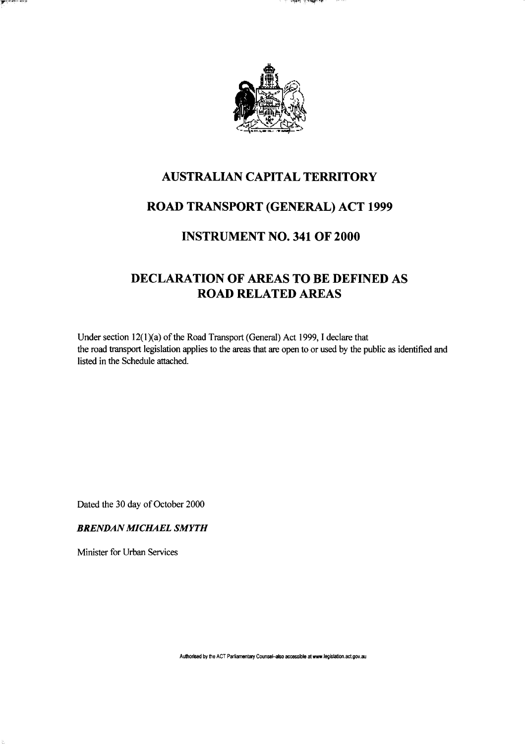# AUSTRALIAN CAPITAL TERRITORY

## ROAD TRANSPORT (GENERAL) ACT 1999

## INSTRUMENT NO. 341 OF 2000

## DECLARATION OF AREAS TO BE DEFINED AS ROAD RELATED AREAS

Under section 12(1)(a) of the Road Transport (General) Act 1999, I declare that the road transport legislation applies to the areas that are open to or used by the public as identified and listed in the Schedule attached.

Dated the 30 day of October 2000

***BRENDAN MICHAEL SMYTH***

Minister for Urban Services

Authorised by the ACT Parliamentary Counsel–also accessible at www.legislation.act.gov.au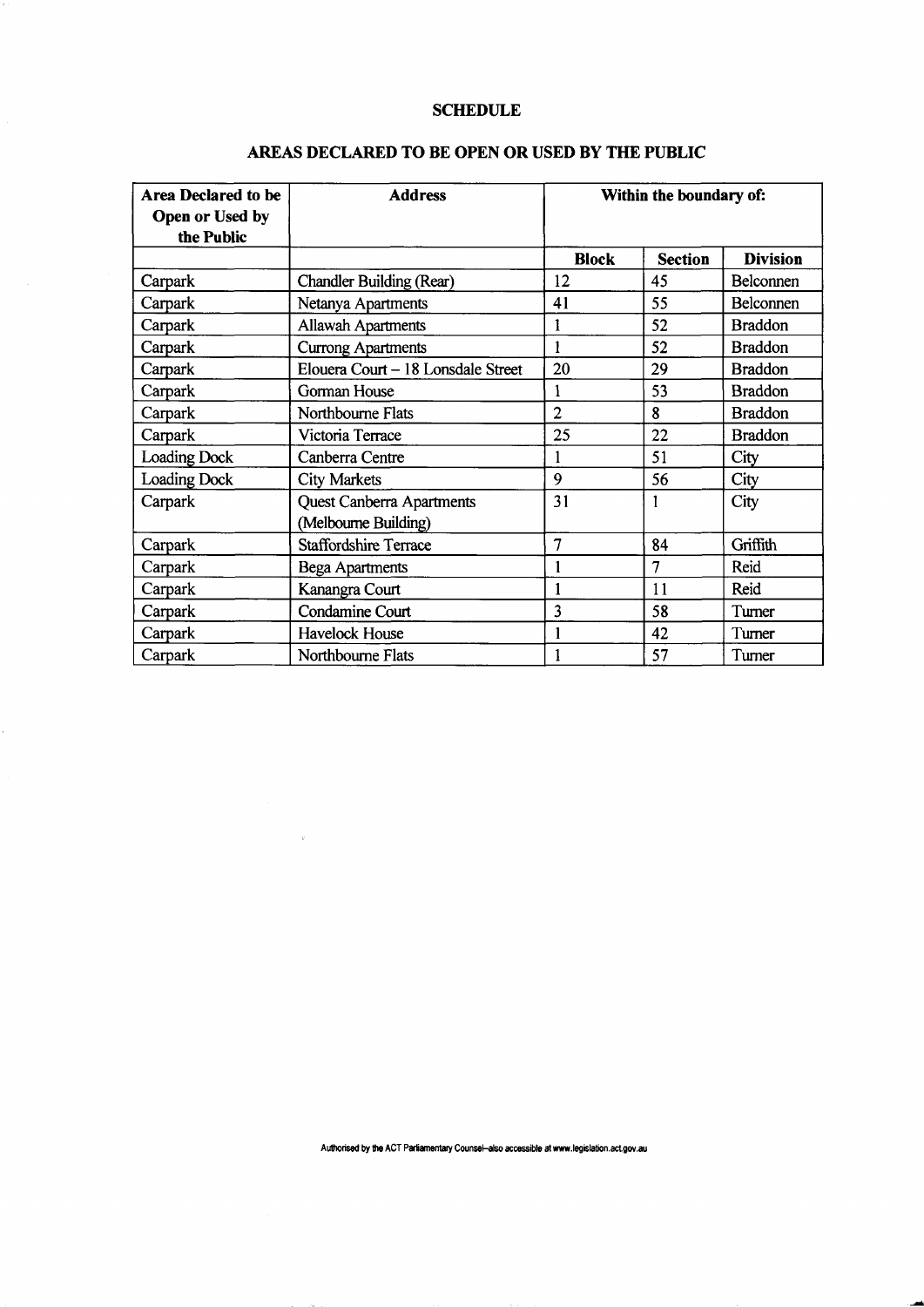# SCHEDULE

## AREAS DECLARED TO BE OPEN OR USED BY THE PUBLIC

| Area Declared to be Open or Used by the Public | Address | Within the boundary of: | | |
|---|---|---|---|---|
| | | **Block** | **Section** | **Division** |
| Carpark | Chandler Building (Rear) | 12 | 45 | Belconnen |
| Carpark | Netanya Apartments | 41 | 55 | Belconnen |
| Carpark | Allawah Apartments | 1 | 52 | Braddon |
| Carpark | Currong Apartments | 1 | 52 | Braddon |
| Carpark | Elouera Court – 18 Lonsdale Street | 20 | 29 | Braddon |
| Carpark | Gorman House | 1 | 53 | Braddon |
| Carpark | Northbourne Flats | 2 | 8 | Braddon |
| Carpark | Victoria Terrace | 25 | 22 | Braddon |
| Loading Dock | Canberra Centre | 1 | 51 | City |
| Loading Dock | City Markets | 9 | 56 | City |
| Carpark | Quest Canberra Apartments (Melbourne Building) | 31 | 1 | City |
| Carpark | Staffordshire Terrace | 7 | 84 | Griffith |
| Carpark | Bega Apartments | 1 | 7 | Reid |
| Carpark | Kanangra Court | 1 | 11 | Reid |
| Carpark | Condamine Court | 3 | 58 | Turner |
| Carpark | Havelock House | 1 | 42 | Turner |
| Carpark | Northbourne Flats | 1 | 57 | Turner |

Authorised by the ACT Parliamentary Counsel—also accessible at www.legislation.act.gov.au